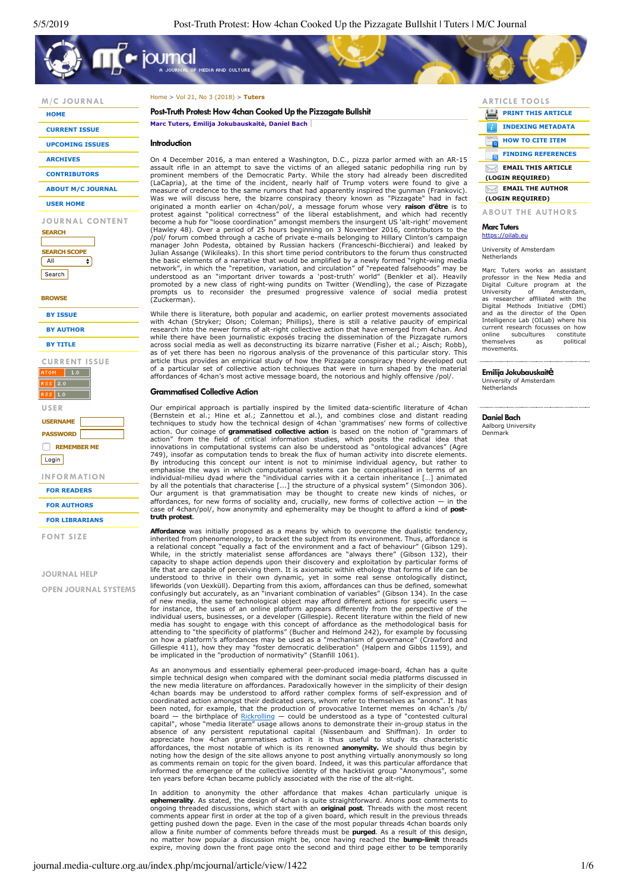# Post-Truth Protest: How 4chan Cooked Up the Pizzagate Bullshit

Marc Tuters, Emilija Jokubauskaitė, Daniel Bach

## Introduction

On 4 December 2016, a man entered a Washington, D.C., pizza parlor armed with an AR-15 assault rifle in an attempt to save the victims of an alleged satanic pedophilia ring run by prominent members of the Democratic Party. While the story had already been discredited (LaCapria), at the time of the incident, nearly half of Trump voters were found to give a measure of credence to the same rumors that had apparently inspired the gunman (Frankovic). Was we will discuss here, the bizarre conspiracy theory known as "Pizzagate" had in fact originated a month earlier on 4chan/pol/, a message forum whose very **raison d'être** is to protest against "political correctness" of the liberal establishment, and which had recently become a hub for "loose coordination" amongst members the insurgent US 'alt-right' movement (Hawley 48). Over a period of 25 hours beginning on 3 November 2016, contributors to the /pol/ forum combed through a cache of private e-mails belonging to Hillary Clinton's campaign manager John Podesta, obtained by Russian hackers (Franceschi-Bicchierai) and leaked by Julian Assange (Wikileaks). In this short time period contributors to the forum thus constructed the basic elements of a narrative that would be amplified by a newly formed "right-wing media network", in which the "repetition, variation, and circulation" of "repeated falsehoods" may be understood as an "important driver towards a 'post-truth' world" (Benkler et al). Heavily promoted by a new class of right-wing pundits on Twitter (Wendling), the case of Pizzagate prompts us to reconsider the presumed progressive valence of social media protest (Zuckerman).

While there is literature, both popular and academic, on earlier protest movements associated with 4chan (Stryker; Olson; Coleman; Phillips), there is still a relative paucity of empirical research into the newer forms of alt-right collective action that have emerged from 4chan. And while there have been journalistic exposés tracing the dissemination of the Pizzagate rumors across social media as well as deconstructing its bizarre narrative (Fisher et al.; Aisch; Robb), as of yet there has been no rigorous analysis of the provenance of this particular story. This article thus provides an empirical study of how the Pizzagate conspiracy theory developed out of a particular set of collective action techniques that were in turn shaped by the material affordances of 4chan's most active message board, the notorious and highly offensive /pol/.

## Grammatised Collective Action

Our empirical approach is partially inspired by the limited data-scientific literature of 4chan (Bernstein et al.; Hine et al.; Zannettou et al.), and combines close and distant reading techniques to study how the technical design of 4chan 'grammatises' new forms of collective action. Our coinage of **grammatised collective action** is based on the notion of "grammars of action" from the field of critical information studies, which posits the radical idea that innovations in computational systems can also be understood as "ontological advances" (Agre 749), insofar as computation tends to break the flux of human activity into discrete elements. By introducing this concept our intent is not to minimise individual agency, but rather to emphasise the ways in which computational systems can be conceptualised in terms of an individual-milieu dyad where the "individual carries with it a certain inheritance […] animated by all the potentials that characterise […] the structure of a physical system" (Simondon 306). Our argument is that grammatisation may be thought to create new kinds of niches, or affordances, for new forms of sociality and, crucially, new forms of collective action — in the case of 4chan/pol/, how anonymity and ephemerality may be thought to afford a kind of **post-truth protest**.

**Affordance** was initially proposed as a means by which to overcome the dualistic tendency, inherited from phenomenology, to bracket the subject from its environment. Thus, affordance is a relational concept "equally a fact of the environment and a fact of behaviour" (Gibson 129). While, in the strictly materialist sense affordances are "always there" (Gibson 132), their capacity to shape action depends upon their discovery and exploitation by particular forms of life that are capable of perceiving them. It is axiomatic within ethology that forms of life can be understood to thrive in their own dynamic, yet in some real sense ontologically distinct, lifeworlds (von Uexküll). Departing from this axiom, affordances can thus be defined, somewhat confusingly but accurately, as an "invariant combination of variables" (Gibson 134). In the case of new media, the same technological object may afford different actions for specific users — for instance, the uses of an online platform appears differently from the perspective of the individual users, businesses, or a developer (Gillespie). Recent literature within the field of new media has sought to engage with this concept of affordance as the methodological basis for attending to "the specificity of platforms" (Bucher and Helmond 242), for example by focussing on how a platform's affordances may be used as a "mechanism of governance" (Crawford and Gillespie 411), how they may "foster democratic deliberation" (Halpern and Gibbs 1159), and be implicated in the "production of normativity" (Stanfill 1061).

As an anonymous and essentially ephemeral peer-produced image-board, 4chan has a quite simple technical design when compared with the dominant social media platforms discussed in the new media literature on affordances. Paradoxically however in the simplicity of their design 4chan boards may be understood to afford rather complex forms of self-expression and of coordinated action amongst their dedicated users, whom refer to themselves as "anons". It has been noted, for example, that the production of provocative Internet memes on 4chan's /b/ board — the birthplace of Rickrolling — could be understood as a type of "contested cultural capital", whose "media literate" usage allows anons to demonstrate their in-group status in the absence of any persistent reputational capital (Nissenbaum and Shiffman). In order to appreciate how 4chan grammatises action it is thus useful to study its characteristic affordances, the most notable of which is its renowned **anonymity.** We should thus begin by noting how the design of the site allows anyone to post anything virtually anonymously so long as comments remain on topic for the given board. Indeed, it was this particular affordance that informed the emergence of the collective identity of the hacktivist group "Anonymous", some ten years before 4chan became publicly associated with the rise of the alt-right.

In addition to anonymity the other affordance that makes 4chan particularly unique is **ephemerality**. As stated, the design of 4chan is quite straightforward. Anons post comments to ongoing threaded discussions, which start with an **original post**. Threads with the most recent comments appear first in order at the top of a given board, which result in the previous threads getting pushed down the page. Even in the case of the most popular threads 4chan boards only allow a finite number of comments before threads must be **purged**. As a result of this design, no matter how popular a discussion might be, once having reached the **bump-limit** threads expire, moving down the front page onto the second and third page either to be temporarily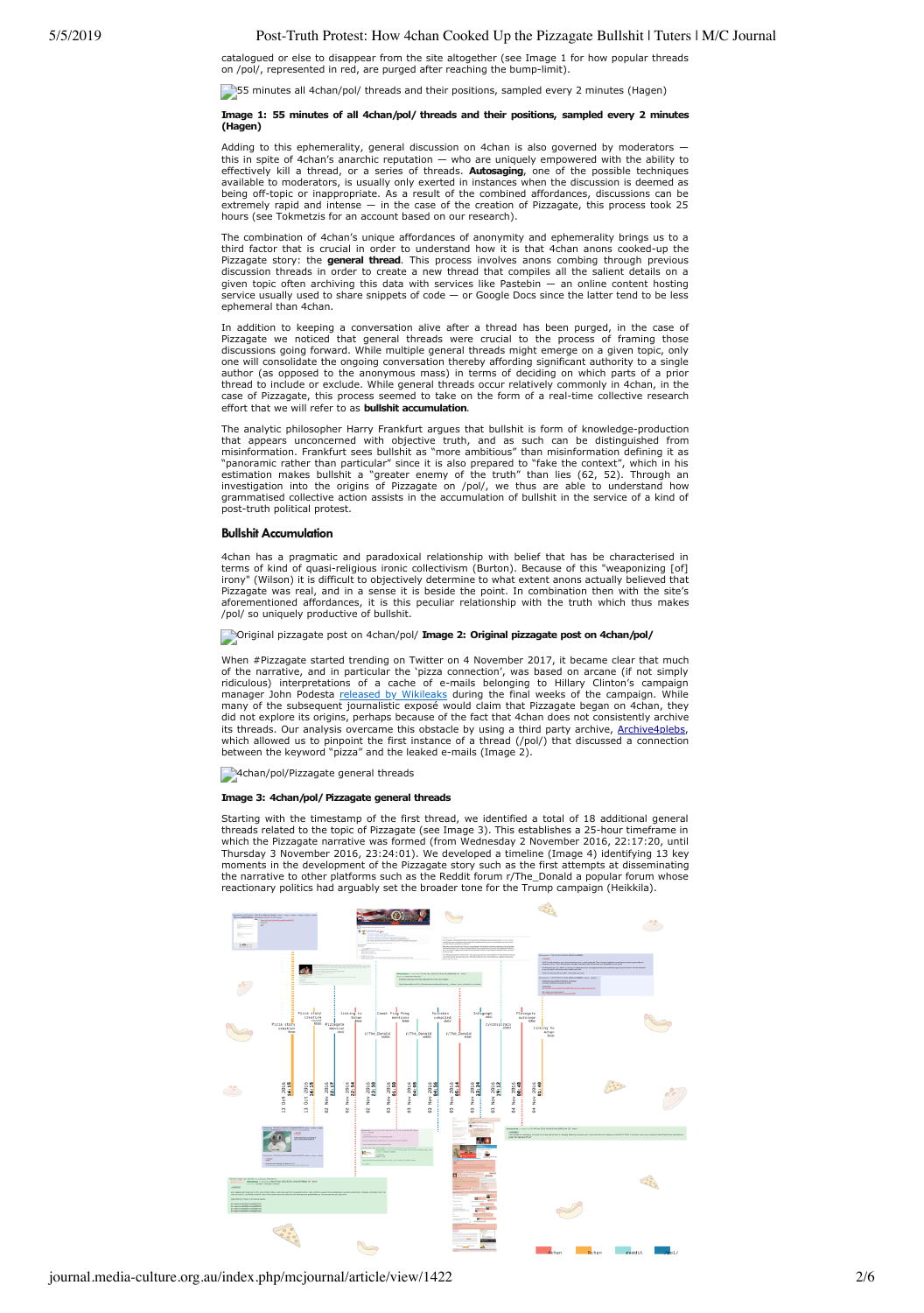catalogued or else to disappear from the site altogether (see Image 1 for how popular threads on /pol/, represented in red, are purged after reaching the bump-limit).

55 minutes all 4chan/pol/ threads and their positions, sampled every 2 minutes (Hagen)

**Image 1: 55 minutes of all 4chan/pol/ threads and their positions, sampled every 2 minutes (Hagen)**

Adding to this ephemerality, general discussion on 4chan is also governed by moderators — this in spite of 4chan's anarchic reputation — who are uniquely empowered with the ability to effectively kill a thread, or a series of threads. **Autosaging**, one of the possible techniques available to moderators, is usually only exerted in instances when the discussion is deemed as being off-topic or inappropriate. As a result of the combined affordances, discussions can be extremely rapid and intense — in the case of the creation of Pizzagate, this process took 25 hours (see Tokmetzis for an account based on our research).

The combination of 4chan's unique affordances of anonymity and ephemerality brings us to a third factor that is crucial in order to understand how it is that 4chan anons cooked-up the Pizzagate story: the **general thread**. This process involves anons combing through previous discussion threads in order to create a new thread that compiles all the salient details on a given topic often archiving this data with services like Pastebin — an online content hosting service usually used to share snippets of code — or Google Docs since the latter tend to be less ephemeral than 4chan.

In addition to keeping a conversation alive after a thread has been purged, in the case of Pizzagate we noticed that general threads were crucial to the process of framing those discussions going forward. While multiple general threads might emerge on a given topic, only one will consolidate the ongoing conversation thereby affording significant authority to a single author (as opposed to the anonymous mass) in terms of deciding on which parts of a prior thread to include or exclude. While general threads occur relatively commonly in 4chan, in the case of Pizzagate, this process seemed to take on the form of a real-time collective research effort that we will refer to as **bullshit accumulation**.

The analytic philosopher Harry Frankfurt argues that bullshit is form of knowledge-production that appears unconcerned with objective truth, and as such can be distinguished from misinformation. Frankfurt sees bullshit as "more ambitious" than misinformation defining it as "panoramic rather than particular" since it is also prepared to "fake the context", which in his estimation makes bullshit a "greater enemy of the truth" than lies (62, 52). Through an investigation into the origins of Pizzagate on /pol/, we thus are able to understand how grammatised collective action assists in the accumulation of bullshit in the service of a kind of post-truth political protest.

## Bullshit Accumulation

4chan has a pragmatic and paradoxical relationship with belief that has be characterised in terms of kind of quasi-religious ironic collectivism (Burton). Because of this "weaponizing [of] irony" (Wilson) it is difficult to objectively determine to what extent anons actually believed that Pizzagate was real, and in a sense it is beside the point. In combination then with the site's aforementioned affordances, it is this peculiar relationship with the truth which thus makes /pol/ so uniquely productive of bullshit.

Original pizzagate post on 4chan/pol/ **Image 2: Original pizzagate post on 4chan/pol/**

When #Pizzagate started trending on Twitter on 4 November 2017, it became clear that much of the narrative, and in particular the 'pizza connection', was based on arcane (if not simply ridiculous) interpretations of a cache of e-mails belonging to Hillary Clinton's campaign manager John Podesta released by Wikileaks during the final weeks of the campaign. While many of the subsequent journalistic exposé would claim that Pizzagate began on 4chan, they did not explore its origins, perhaps because of the fact that 4chan does not consistently archive its threads. Our analysis overcame this obstacle by using a third party archive, Archive4plebs, which allowed us to pinpoint the first instance of a thread (/pol/) that discussed a connection between the keyword "pizza" and the leaked e-mails (Image 2).

4chan/pol/Pizzagate general threads

**Image 3: 4chan/pol/ Pizzagate general threads**

Starting with the timestamp of the first thread, we identified a total of 18 additional general threads related to the topic of Pizzagate (see Image 3). This establishes a 25-hour timeframe in which the Pizzagate narrative was formed (from Wednesday 2 November 2016, 22:17:20, until Thursday 3 November 2016, 23:24:01). We developed a timeline (Image 4) identifying 13 key moments in the development of the Pizzagate story such as the first attempts at disseminating the narrative to other platforms such as the Reddit forum r/The_Donald a popular forum whose reactionary politics had arguably set the broader tone for the Trump campaign (Heikkila).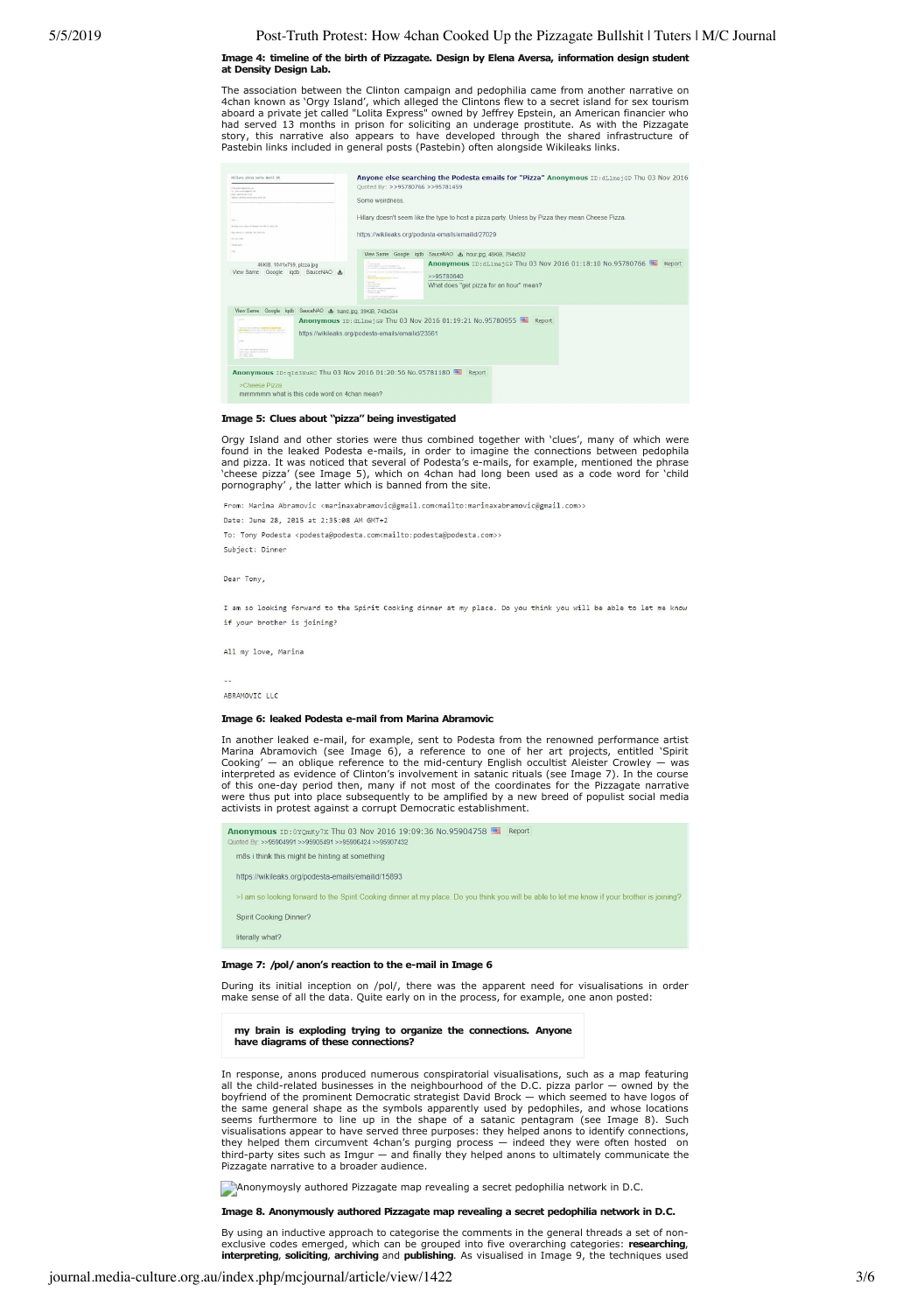**Image 4: timeline of the birth of Pizzagate. Design by Elena Aversa, information design student at Density Design Lab.**

The association between the Clinton campaign and pedophilia came from another narrative on 4chan known as 'Orgy Island', which alleged the Clintons flew to a secret island for sex tourism aboard a private jet called "Lolita Express" owned by Jeffrey Epstein, an American financier who had served 13 months in prison for soliciting an underage prostitute. As with the Pizzagate story, this narrative also appears to have developed through the shared infrastructure of Pastebin links included in general posts (Pastebin) often alongside Wikileaks links.

**Image 5: Clues about "pizza" being investigated**

Orgy Island and other stories were thus combined together with 'clues', many of which were found in the leaked Podesta e-mails, in order to imagine the connections between pedophilia and pizza. It was noticed that several of Podesta's e-mails, for example, mentioned the phrase 'cheese pizza' (see Image 5), which on 4chan had long been used as a code word for 'child pornography', the latter which is banned from the site.

```
From: Marina Abramovic <marinaxabramovic@gmail.com<mailto:marinaxabramovic@gmail.com>>
Date: June 28, 2015 at 2:35:08 AM GMT+2
To: Tony Podesta <podesta@podesta.com<mailto:podesta@podesta.com>>
Subject: Dinner

Dear Tony,

I am so looking forward to the Spirit Cooking dinner at my place. Do you think you will be able to let me know
if your brother is joining?

All my love, Marina

--
ABRAMOVIC LLC
```

**Image 6: leaked Podesta e-mail from Marina Abramovic**

In another leaked e-mail, for example, sent to Podesta from the renowned performance artist Marina Abramovich (see Image 6), a reference to one of her art projects, entitled 'Spirit Cooking' — an oblique reference to the mid-century English occultist Aleister Crowley — was interpreted as evidence of Clinton's involvement in satanic rituals (see Image 7). In the course of this one-day period then, many if not most of the coordinates for the Pizzagate narrative were thus put into place subsequently to be amplified by a new breed of populist social media activists in protest against a corrupt Democratic establishment.

**Image 7: /pol/ anon's reaction to the e-mail in Image 6**

During its initial inception on /pol/, there was the apparent need for visualisations in order make sense of all the data. Quite early on in the process, for example, one anon posted:

> **my brain is exploding trying to organize the connections. Anyone have diagrams of these connections?**

In response, anons produced numerous conspiratorial visualisations, such as a map featuring all the child-related businesses in the neighbourhood of the D.C. pizza parlor — owned by the boyfriend of the prominent Democratic strategist David Brock — which seemed to have logos of the same general shape as the symbols apparently used by pedophiles, and whose locations seems furthermore to line up in the shape of a satanic pentagram (see Image 8). Such visualisations appear to have served three purposes: they helped anons to identify connections, they helped them circumvent 4chan's purging process — indeed they were often hosted on third-party sites such as Imgur — and finally they helped anons to ultimately communicate the Pizzagate narrative to a broader audience.

Anonymoysly authored Pizzagate map revealing a secret pedophilia network in D.C.

**Image 8. Anonymously authored Pizzagate map revealing a secret pedophilia network in D.C.**

By using an inductive approach to categorise the comments in the general threads a set of non-exclusive codes emerged, which can be grouped into five overarching categories: **researching**, **interpreting**, **soliciting**, **archiving** and **publishing**. As visualised in Image 9, the techniques used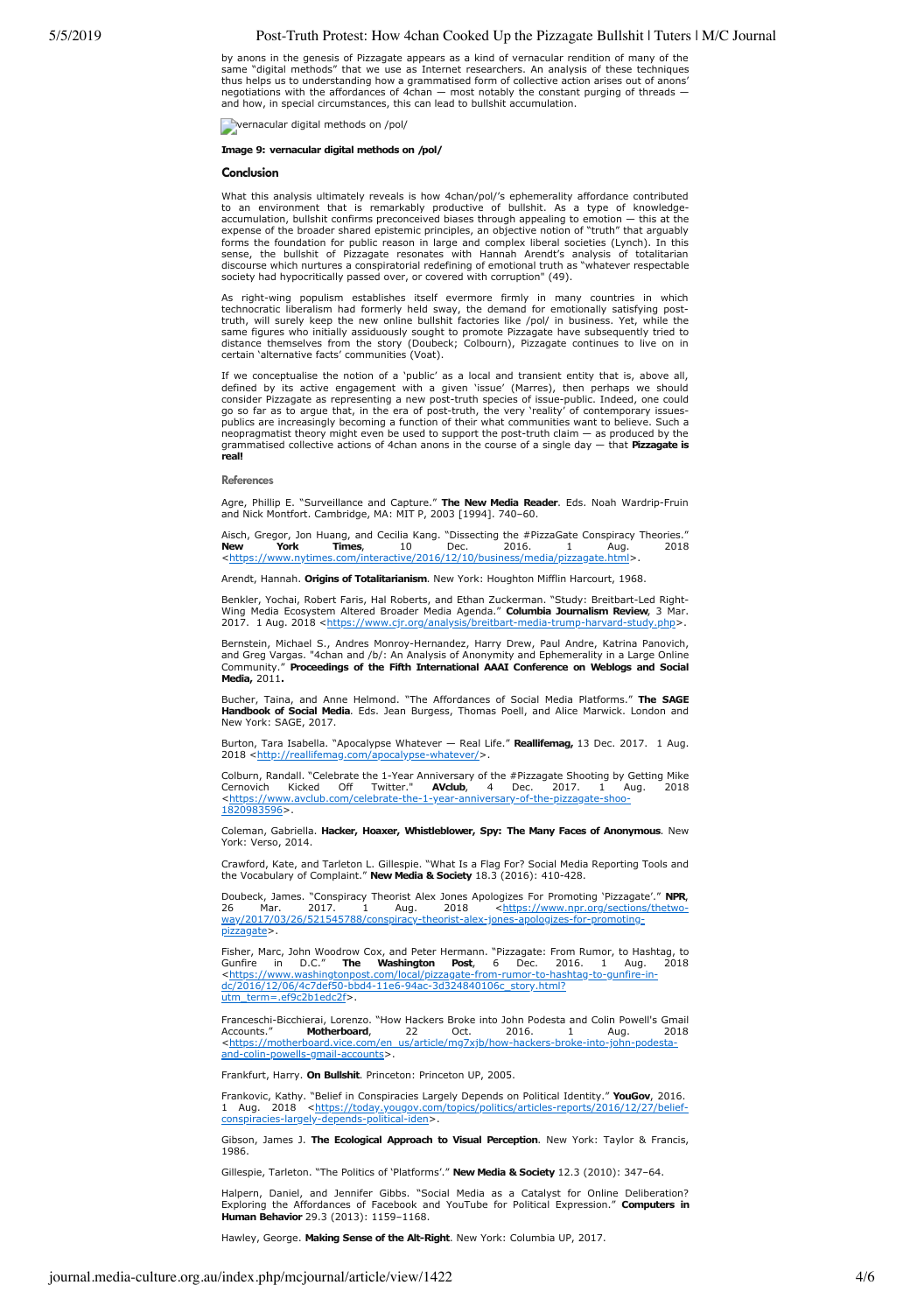by anons in the genesis of Pizzagate appears as a kind of vernacular rendition of many of the same "digital methods" that we use as Internet researchers. An analysis of these techniques thus helps us to understanding how a grammatised form of collective action arises out of anons' negotiations with the affordances of 4chan — most notably the constant purging of threads — and how, in special circumstances, this can lead to bullshit accumulation.

vernacular digital methods on /pol/

**Image 9: vernacular digital methods on /pol/**

## Conclusion

What this analysis ultimately reveals is how 4chan/pol/'s ephemerality affordance contributed to an environment that is remarkably productive of bullshit. As a type of knowledge-accumulation, bullshit confirms preconceived biases through appealing to emotion — this at the expense of the broader shared epistemic principles, an objective notion of "truth" that arguably forms the foundation for public reason in large and complex liberal societies (Lynch). In this sense, the bullshit of Pizzagate resonates with Hannah Arendt's analysis of totalitarian discourse which nurtures a conspiratorial redefining of emotional truth as "whatever respectable society had hypocritically passed over, or covered with corruption" (49).

As right-wing populism establishes itself evermore firmly in many countries in which technocratic liberalism had formerly held sway, the demand for emotionally satisfying post-truth, will surely keep the new online bullshit factories like /pol/ in business. Yet, while the same figures who initially assiduously sought to promote Pizzagate have subsequently tried to distance themselves from the story (Doubeck; Colbourn), Pizzagate continues to live on in certain 'alternative facts' communities (Voat).

If we conceptualise the notion of a 'public' as a local and transient entity that is, above all, defined by its active engagement with a given 'issue' (Marres), then perhaps we should consider Pizzagate as representing a new post-truth species of issue-public. Indeed, one could go so far as to argue that, in the era of post-truth, the very 'reality' of contemporary issues-publics are increasingly becoming a function of their what communities want to believe. Such a neopragmatist theory might even be used to support the post-truth claim — as produced by the grammatised collective actions of 4chan anons in the course of a single day — that **Pizzagate is real!**

## References

Agre, Phillip E. "Surveillance and Capture." **The New Media Reader**. Eds. Noah Wardrip-Fruin and Nick Montfort. Cambridge, MA: MIT P, 2003 [1994]. 740–60.

Aisch, Gregor, Jon Huang, and Cecilia Kang. "Dissecting the #PizzaGate Conspiracy Theories." **New York Times**, 10 Dec. 2016. 1 Aug. 2018 <https://www.nytimes.com/interactive/2016/12/10/business/media/pizzagate.html>.

Arendt, Hannah. **Origins of Totalitarianism**. New York: Houghton Mifflin Harcourt, 1968.

Benkler, Yochai, Robert Faris, Hal Roberts, and Ethan Zuckerman. "Study: Breitbart-Led Right-Wing Media Ecosystem Altered Broader Media Agenda." **Columbia Journalism Review**, 3 Mar. 2017. 1 Aug. 2018 <https://www.cjr.org/analysis/breitbart-media-trump-harvard-study.php>.

Bernstein, Michael S., Andres Monroy-Hernandez, Harry Drew, Paul Andre, Katrina Panovich, and Greg Vargas. "4chan and /b/: An Analysis of Anonymity and Ephemerality in a Large Online Community." **Proceedings of the Fifth International AAAI Conference on Weblogs and Social Media,** 2011**.**

Bucher, Taina, and Anne Helmond. "The Affordances of Social Media Platforms." **The SAGE Handbook of Social Media**. Eds. Jean Burgess, Thomas Poell, and Alice Marwick. London and New York: SAGE, 2017.

Burton, Tara Isabella. "Apocalypse Whatever — Real Life." **Reallifemag,** 13 Dec. 2017. 1 Aug. 2018 <http://reallifemag.com/apocalypse-whatever/>.

Colburn, Randall. "Celebrate the 1-Year Anniversary of the #Pizzagate Shooting by Getting Mike Cernovich Kicked Off Twitter." **AVclub**, 4 Dec. 2017. 1 Aug. 2018 <https://www.avclub.com/celebrate-the-1-year-anniversary-of-the-pizzagate-shoo-1820983596>.

Coleman, Gabriella. **Hacker, Hoaxer, Whistleblower, Spy: The Many Faces of Anonymous**. New York: Verso, 2014.

Crawford, Kate, and Tarleton L. Gillespie. "What Is a Flag For? Social Media Reporting Tools and the Vocabulary of Complaint." **New Media & Society** 18.3 (2016): 410-428.

Doubeck, James. "Conspiracy Theorist Alex Jones Apologizes For Promoting 'Pizzagate'." **NPR**, 26 Mar. 2017. 1 Aug. 2018 <https://www.npr.org/sections/thetwo-way/2017/03/26/521545788/conspiracy-theorist-alex-jones-apologizes-for-promoting-pizzagate>.

Fisher, Marc, John Woodrow Cox, and Peter Hermann. "Pizzagate: From Rumor, to Hashtag, to Gunfire in D.C." **The Washington Post**, 6 Dec. 2016. 1 Aug. 2018 <https://www.washingtonpost.com/local/pizzagate-from-rumor-to-hashtag-to-gunfire-in-dc/2016/12/06/4c7def50-bbd4-11e6-94ac-3d324840106c_story.html?utm_term=.ef9c2b1edc2f>.

Franceschi-Bicchierai, Lorenzo. "How Hackers Broke into John Podesta and Colin Powell's Gmail Accounts." **Motherboard**, 22 Oct. 2016. 1 Aug. 2018 <https://motherboard.vice.com/en_us/article/mg7xjb/how-hackers-broke-into-john-podesta-and-colin-powells-gmail-accounts>.

Frankfurt, Harry. **On Bullshit**. Princeton: Princeton UP, 2005.

Frankovic, Kathy. "Belief in Conspiracies Largely Depends on Political Identity." **YouGov**, 2016. 1 Aug. 2018 <https://today.yougov.com/topics/politics/articles-reports/2016/12/27/belief-conspiracies-largely-depends-political-iden>.

Gibson, James J. **The Ecological Approach to Visual Perception**. New York: Taylor & Francis, 1986.

Gillespie, Tarleton. "The Politics of 'Platforms'." **New Media & Society** 12.3 (2010): 347–64.

Halpern, Daniel, and Jennifer Gibbs. "Social Media as a Catalyst for Online Deliberation? Exploring the Affordances of Facebook and YouTube for Political Expression." **Computers in Human Behavior** 29.3 (2013): 1159–1168.

Hawley, George. **Making Sense of the Alt-Right**. New York: Columbia UP, 2017.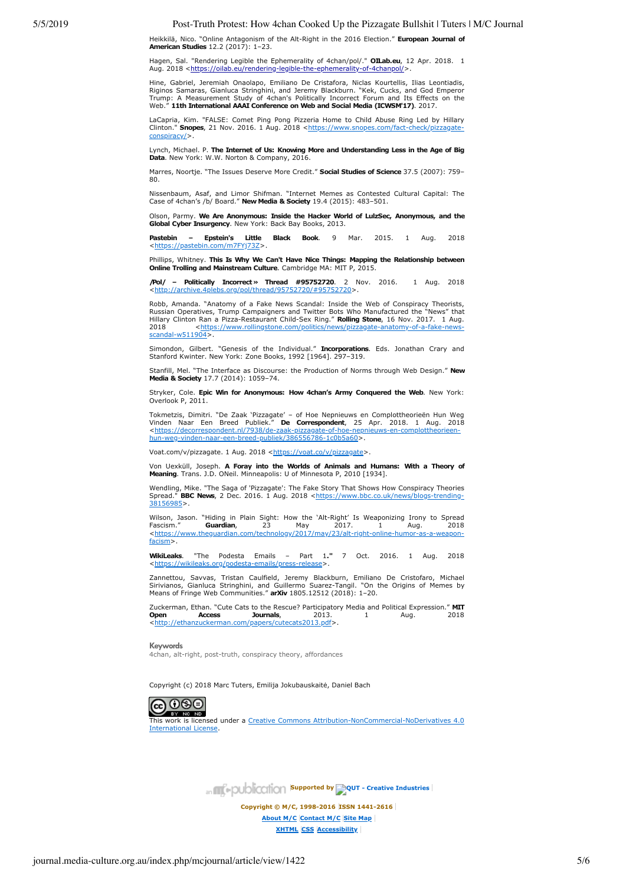Heikkilä, Nico. “Online Antagonism of the Alt-Right in the 2016 Election.” **European Journal of American Studies** 12.2 (2017): 1–23.

Hagen, Sal. "Rendering Legible the Ephemerality of 4chan/pol/." **OILab.eu**, 12 Apr. 2018. 1 Aug. 2018 <https://oilab.eu/rendering-legible-the-ephemerality-of-4chanpol/>.

Hine, Gabriel, Jeremiah Onaolapo, Emiliano De Cristafora, Niclas Kourtellis, Ilias Leontiadis, Riginos Samaras, Gianluca Stringhini, and Jeremy Blackburn. “Kek, Cucks, and God Emperor Trump: A Measurement Study of 4chan's Politically Incorrect Forum and Its Effects on the Web.” **11th International AAAI Conference on Web and Social Media (ICWSM'17)**. 2017.

LaCapria, Kim. "FALSE: Comet Ping Pong Pizzeria Home to Child Abuse Ring Led by Hillary Clinton." **Snopes**, 21 Nov. 2016. 1 Aug. 2018 <https://www.snopes.com/fact-check/pizzagate-conspiracy/>.

Lynch, Michael. P. **The Internet of Us: Knowing More and Understanding Less in the Age of Big Data**. New York: W.W. Norton & Company, 2016.

Marres, Noortje. “The Issues Deserve More Credit.” **Social Studies of Science** 37.5 (2007): 759–80.

Nissenbaum, Asaf, and Limor Shifman. “Internet Memes as Contested Cultural Capital: The Case of 4chan’s /b/ Board.” **New Media & Society** 19.4 (2015): 483–501.

Olson, Parmy. **We Are Anonymous: Inside the Hacker World of LulzSec, Anonymous, and the Global Cyber Insurgency**. New York: Back Bay Books, 2013.

**Pastebin – Epstein's Little Black Book**. 9 Mar. 2015. 1 Aug. 2018 <https://pastebin.com/m7FYj73Z>.

Phillips, Whitney. **This Is Why We Can't Have Nice Things: Mapping the Relationship between Online Trolling and Mainstream Culture**. Cambridge MA: MIT P, 2015.

**/Pol/ – Politically Incorrect » Thread #95752720**. 2 Nov. 2016. 1 Aug. 2018 <http://archive.4plebs.org/pol/thread/95752720/#95752720>.

Robb, Amanda. “Anatomy of a Fake News Scandal: Inside the Web of Conspiracy Theorists, Russian Operatives, Trump Campaigners and Twitter Bots Who Manufactured the “News” that Hillary Clinton Ran a Pizza-Restaurant Child-Sex Ring.” **Rolling Stone**, 16 Nov. 2017. 1 Aug. 2018 <https://www.rollingstone.com/politics/news/pizzagate-anatomy-of-a-fake-news-scandal-w511904>.

Simondon, Gilbert. “Genesis of the Individual.” **Incorporations**. Eds. Jonathan Crary and Stanford Kwinter. New York: Zone Books, 1992 [1964]. 297–319.

Stanfill, Mel. “The Interface as Discourse: the Production of Norms through Web Design.” **New Media & Society** 17.7 (2014): 1059–74.

Stryker, Cole. **Epic Win for Anonymous: How 4chan’s Army Conquered the Web**. New York: Overlook P, 2011.

Tokmetzis, Dimitri. “De Zaak ‘Pizzagate’ – of Hoe Nepnieuws en Complottheorieën Hun Weg Vinden Naar Een Breed Publiek.” **De Correspondent**, 25 Apr. 2018. 1 Aug. 2018 <https://decorrespondent.nl/7938/de-zaak-pizzagate-of-hoe-nepnieuws-en-complottheorieen-hun-weg-vinden-naar-een-breed-publiek/386556786-1c0b5a60>.

Voat.com/v/pizzagate. 1 Aug. 2018 <https://voat.co/v/pizzagate>.

Von Uexküll, Joseph. **A Foray into the Worlds of Animals and Humans: With a Theory of Meaning**. Trans. J.D. ONeil. Minneapolis: U of Minnesota P, 2010 [1934].

Wendling, Mike. "The Saga of 'Pizzagate': The Fake Story That Shows How Conspiracy Theories Spread." **BBC News**, 2 Dec. 2016. 1 Aug. 2018 <https://www.bbc.co.uk/news/blogs-trending-38156985>.

Wilson, Jason. “Hiding in Plain Sight: How the ‘Alt-Right’ Is Weaponizing Irony to Spread Fascism.” **Guardian**, 23 May 2017. 1 Aug. 2018 <https://www.theguardian.com/technology/2017/may/23/alt-right-online-humor-as-a-weapon-facism>.

**WikiLeaks**. "The Podesta Emails – Part 1." 7 Oct. 2016. 1 Aug. 2018 <https://wikileaks.org/podesta-emails/press-release>.

Zannettou, Savvas, Tristan Caulfield, Jeremy Blackburn, Emiliano De Cristofaro, Michael Sirivianos, Gianluca Stringhini, and Guillermo Suarez-Tangil. “On the Origins of Memes by Means of Fringe Web Communities.” **arXiv** 1805.12512 (2018): 1–20.

Zuckerman, Ethan. “Cute Cats to the Rescue? Participatory Media and Political Expression.” **MIT Open Access Journals**, 2013. 1 Aug. 2018 <http://ethanzuckerman.com/papers/cutecats2013.pdf>.

## Keywords

4chan, alt-right, post-truth, conspiracy theory, affordances

Copyright (c) 2018 Marc Tuters, Emilija Jokubauskaitė, Daniel Bach

This work is licensed under a Creative Commons Attribution-NonCommercial-NoDerivatives 4.0 International License.

Supported by QUT - Creative Industries

Copyright © M/C, 1998-2016 ISSN 1441-2616

About M/C | Contact M/C | Site Map

XHTML | CSS | Accessibility